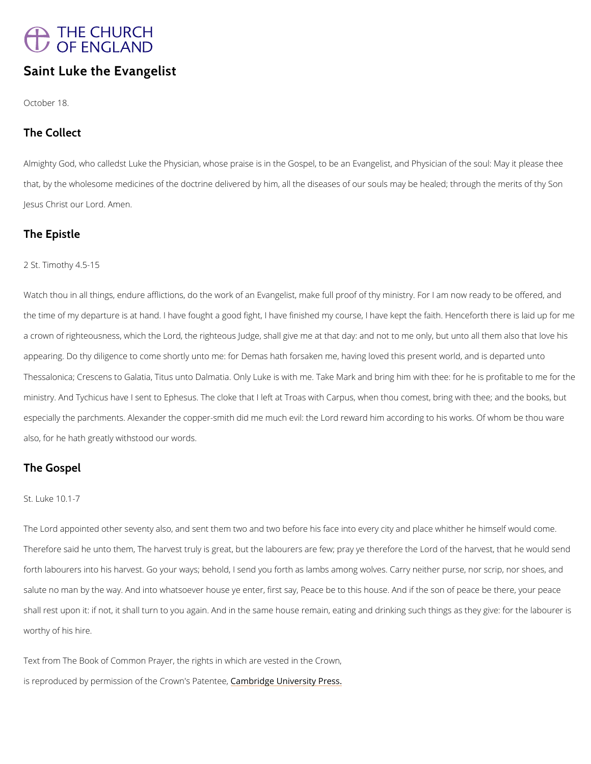THE CHURCH OF ENGLAND

# Saint Luke the Evangelist

October 18.

## The Collect

Almighty God, who calledst Luke the Physician, whose praise is in the Gospel, to be an Evangelist, and Physician of the soul: May it please thee that, by the wholesome medicines of the doctrine delivered by him, all the diseases of our souls may be healed; through the merits of thy Son Jesus Christ our Lord. Amen.

## The Epistle

2 St. Timothy 4.5-15

Watch thou in all things, endure afflictions, do the work of an Evangelist, make full proof of thy ministry. For I am now ready to be offered, and the time of my departure is at hand. I have fought a good fight, I have finished my course, I have kept the faith. Henceforth there is laid up for me a crown of righteousness, which the Lord, the righteous Judge, shall give me at that day: and not to me only, but unto all them also that love his appearing. Do thy diligence to come shortly unto me: for Demas hath forsaken me, having loved this present world, and is departed unto Thessalonica; Crescens to Galatia, Titus unto Dalmatia. Only Luke is with me. Take Mark and bring him with thee: for he is profitable to me for the ministry. And Tychicus have I sent to Ephesus. The cloke that I left at Troas with Carpus, when thou comest, bring with thee; and the books, but especially the parchments. Alexander the copper-smith did me much evil: the Lord reward him according to his works. Of whom be thou ware also, for he hath greatly withstood our words.

## The Gospel

St. Luke 10.1-7

The Lord appointed other seventy also, and sent them two and two before his face into every city and place whither he himself would come. Therefore said he unto them, The harvest truly is great, but the labourers are few; pray ye therefore the Lord of the harvest, that he would send forth labourers into his harvest. Go your ways; behold, I send you forth as lambs among wolves. Carry neither purse, nor scrip, nor shoes, and salute no man by the way. And into whatsoever house ye enter, first say, Peace be to this house. And if the son of peace be there, your peace shall rest upon it: if not, it shall turn to you again. And in the same house remain, eating and drinking such things as they give: for the labourer is worthy of his hire.

Text from The Book of Common Prayer, the rights in which are vested in the Crown, is reproduced by permission of the Crown's Patentee, Cambridge University Press.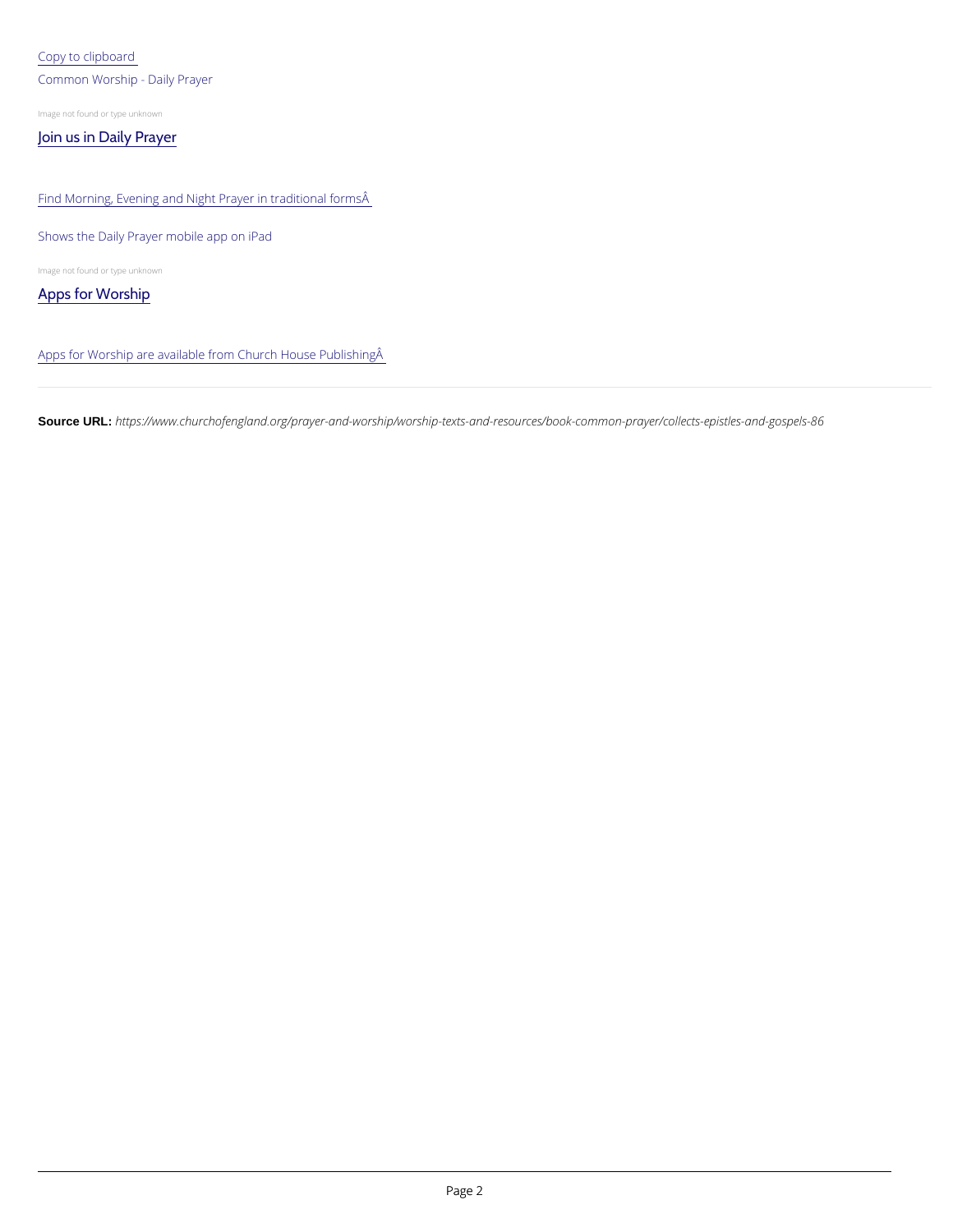Copy to clipboard

Common Worship - Daily Prayer

Image not found or type unknown

## Join us in Daily Prayer

Find Morning, Evening and Night Prayer in traditional formsÂ

Shows the Daily Prayer mobile app on iPad

Image not found or type unknown

## Apps for Worship

Apps for Worship are available from Church House PublishingÂ

---

**Source URL:** https://www.churchofengland.org/prayer-and-worship/worship-texts-and-resources/book-common-prayer/collects-epistles-and-gospels-86